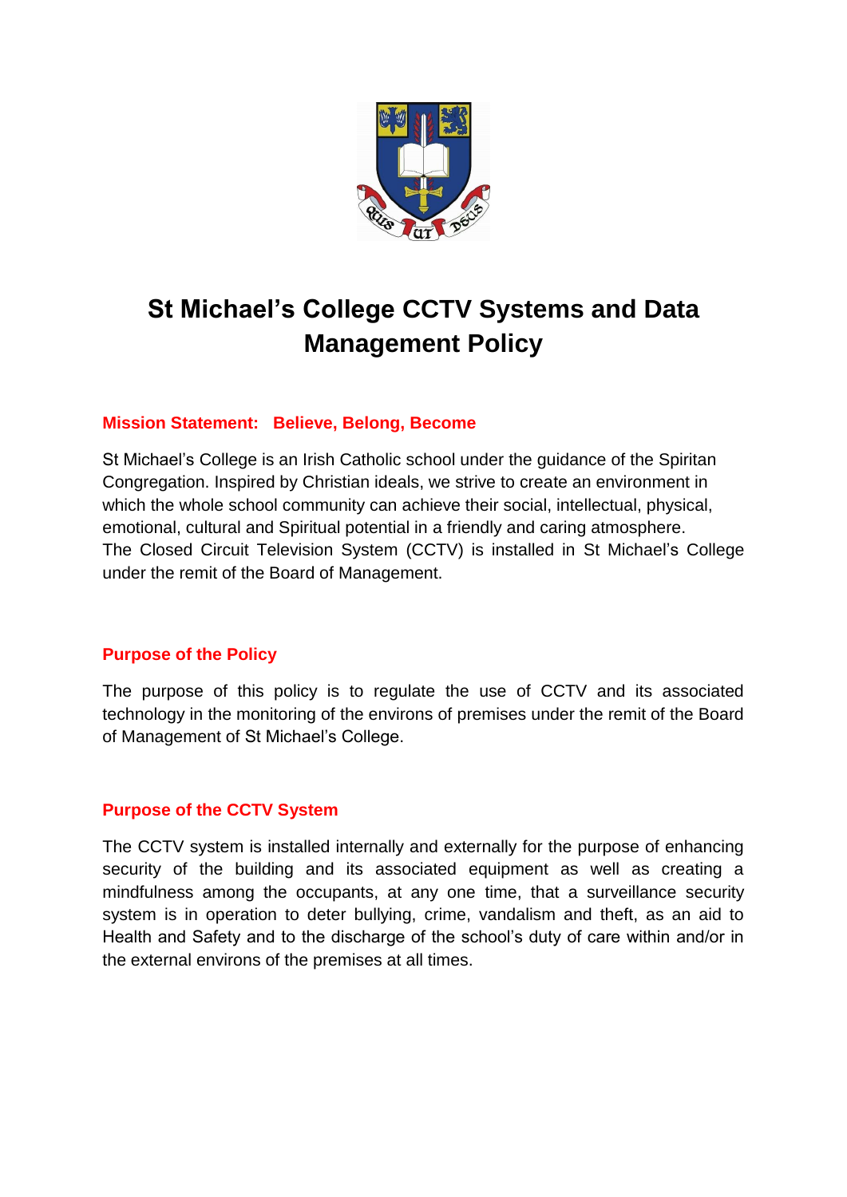# St Michael's College CCTV Systems and Data Management Policy

## Mission Statement: Believe, Belong, Become

St Michael's College is an Irish Catholic school under the guidance of the Spiritan Congregation. Inspired by Christian ideals, we strive to create an environment in which the whole school community can achieve their social, intellectual, physical, emotional, cultural and Spiritual potential in a friendly and caring atmosphere.
The Closed Circuit Television System (CCTV) is installed in St Michael's College under the remit of the Board of Management.

## Purpose of the Policy

The purpose of this policy is to regulate the use of CCTV and its associated technology in the monitoring of the environs of premises under the remit of the Board of Management of St Michael's College.

## Purpose of the CCTV System

The CCTV system is installed internally and externally for the purpose of enhancing security of the building and its associated equipment as well as creating a mindfulness among the occupants, at any one time, that a surveillance security system is in operation to deter bullying, crime, vandalism and theft, as an aid to Health and Safety and to the discharge of the school's duty of care within and/or in the external environs of the premises at all times.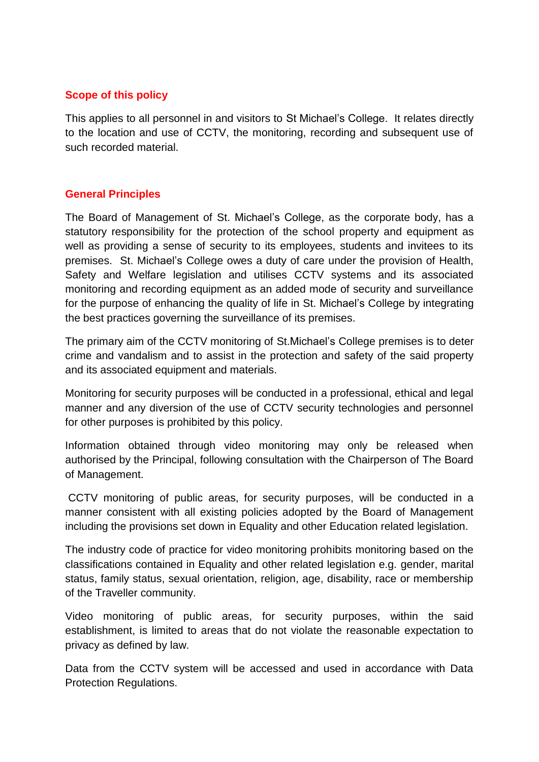## Scope of this policy

This applies to all personnel in and visitors to St Michael's College. It relates directly to the location and use of CCTV, the monitoring, recording and subsequent use of such recorded material.

## General Principles

The Board of Management of St. Michael's College, as the corporate body, has a statutory responsibility for the protection of the school property and equipment as well as providing a sense of security to its employees, students and invitees to its premises. St. Michael's College owes a duty of care under the provision of Health, Safety and Welfare legislation and utilises CCTV systems and its associated monitoring and recording equipment as an added mode of security and surveillance for the purpose of enhancing the quality of life in St. Michael's College by integrating the best practices governing the surveillance of its premises.

The primary aim of the CCTV monitoring of St.Michael's College premises is to deter crime and vandalism and to assist in the protection and safety of the said property and its associated equipment and materials.

Monitoring for security purposes will be conducted in a professional, ethical and legal manner and any diversion of the use of CCTV security technologies and personnel for other purposes is prohibited by this policy.

Information obtained through video monitoring may only be released when authorised by the Principal, following consultation with the Chairperson of The Board of Management.

CCTV monitoring of public areas, for security purposes, will be conducted in a manner consistent with all existing policies adopted by the Board of Management including the provisions set down in Equality and other Education related legislation.

The industry code of practice for video monitoring prohibits monitoring based on the classifications contained in Equality and other related legislation e.g. gender, marital status, family status, sexual orientation, religion, age, disability, race or membership of the Traveller community.

Video monitoring of public areas, for security purposes, within the said establishment, is limited to areas that do not violate the reasonable expectation to privacy as defined by law.

Data from the CCTV system will be accessed and used in accordance with Data Protection Regulations.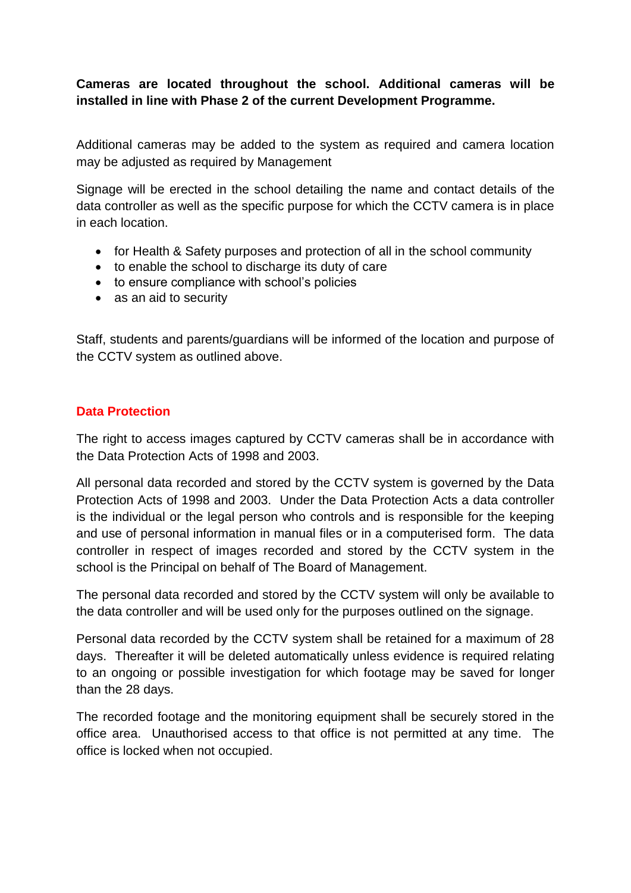**Cameras are located throughout the school. Additional cameras will be installed in line with Phase 2 of the current Development Programme.**

Additional cameras may be added to the system as required and camera location may be adjusted as required by Management

Signage will be erected in the school detailing the name and contact details of the data controller as well as the specific purpose for which the CCTV camera is in place in each location.

- for Health & Safety purposes and protection of all in the school community
- to enable the school to discharge its duty of care
- to ensure compliance with school's policies
- as an aid to security

Staff, students and parents/guardians will be informed of the location and purpose of the CCTV system as outlined above.

## Data Protection

The right to access images captured by CCTV cameras shall be in accordance with the Data Protection Acts of 1998 and 2003.

All personal data recorded and stored by the CCTV system is governed by the Data Protection Acts of 1998 and 2003. Under the Data Protection Acts a data controller is the individual or the legal person who controls and is responsible for the keeping and use of personal information in manual files or in a computerised form. The data controller in respect of images recorded and stored by the CCTV system in the school is the Principal on behalf of The Board of Management.

The personal data recorded and stored by the CCTV system will only be available to the data controller and will be used only for the purposes outlined on the signage.

Personal data recorded by the CCTV system shall be retained for a maximum of 28 days. Thereafter it will be deleted automatically unless evidence is required relating to an ongoing or possible investigation for which footage may be saved for longer than the 28 days.

The recorded footage and the monitoring equipment shall be securely stored in the office area. Unauthorised access to that office is not permitted at any time. The office is locked when not occupied.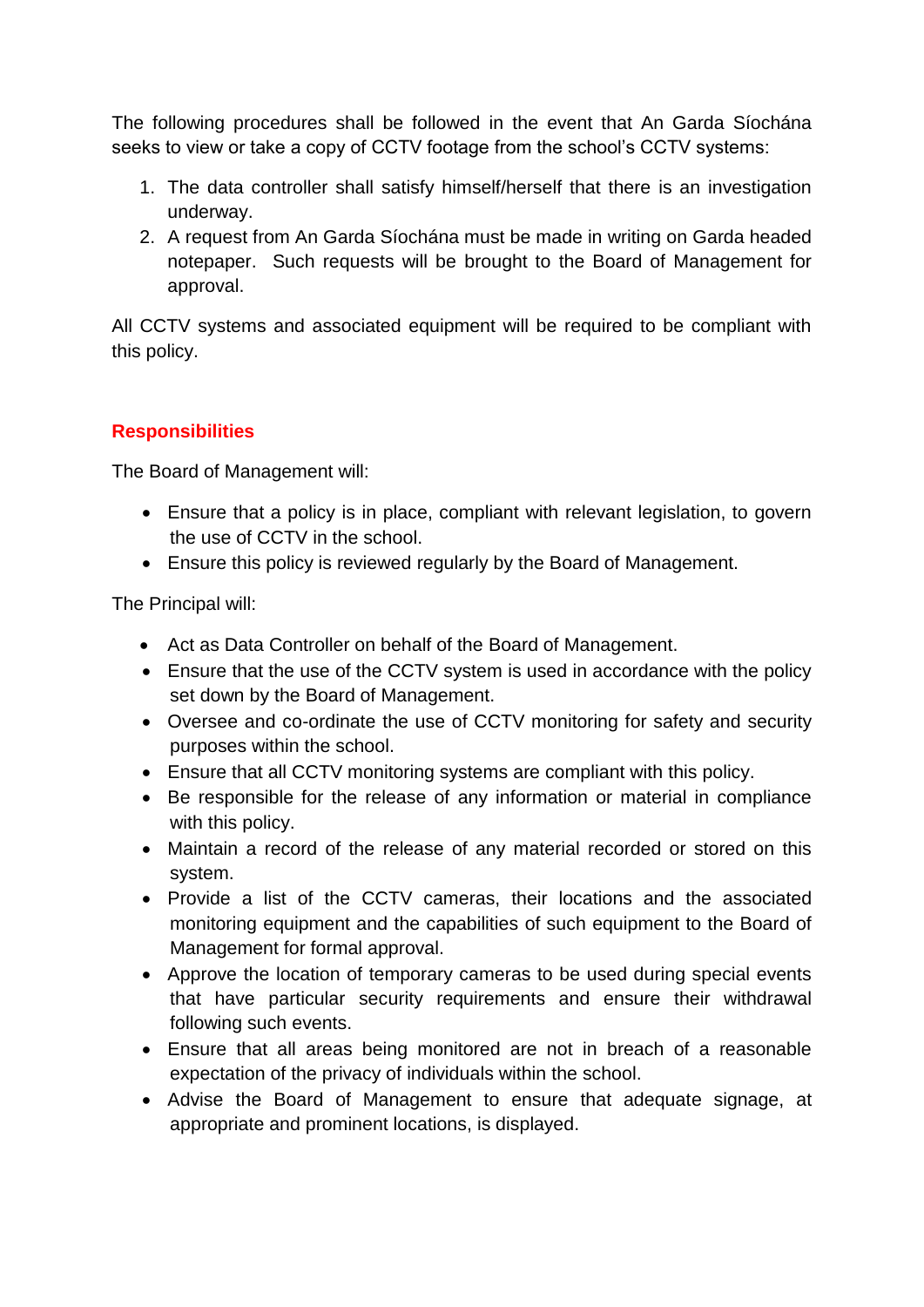The following procedures shall be followed in the event that An Garda Síochána seeks to view or take a copy of CCTV footage from the school's CCTV systems:

1. The data controller shall satisfy himself/herself that there is an investigation underway.
2. A request from An Garda Síochána must be made in writing on Garda headed notepaper. Such requests will be brought to the Board of Management for approval.

All CCTV systems and associated equipment will be required to be compliant with this policy.

## Responsibilities

The Board of Management will:

- Ensure that a policy is in place, compliant with relevant legislation, to govern the use of CCTV in the school.
- Ensure this policy is reviewed regularly by the Board of Management.

The Principal will:

- Act as Data Controller on behalf of the Board of Management.
- Ensure that the use of the CCTV system is used in accordance with the policy set down by the Board of Management.
- Oversee and co-ordinate the use of CCTV monitoring for safety and security purposes within the school.
- Ensure that all CCTV monitoring systems are compliant with this policy.
- Be responsible for the release of any information or material in compliance with this policy.
- Maintain a record of the release of any material recorded or stored on this system.
- Provide a list of the CCTV cameras, their locations and the associated monitoring equipment and the capabilities of such equipment to the Board of Management for formal approval.
- Approve the location of temporary cameras to be used during special events that have particular security requirements and ensure their withdrawal following such events.
- Ensure that all areas being monitored are not in breach of a reasonable expectation of the privacy of individuals within the school.
- Advise the Board of Management to ensure that adequate signage, at appropriate and prominent locations, is displayed.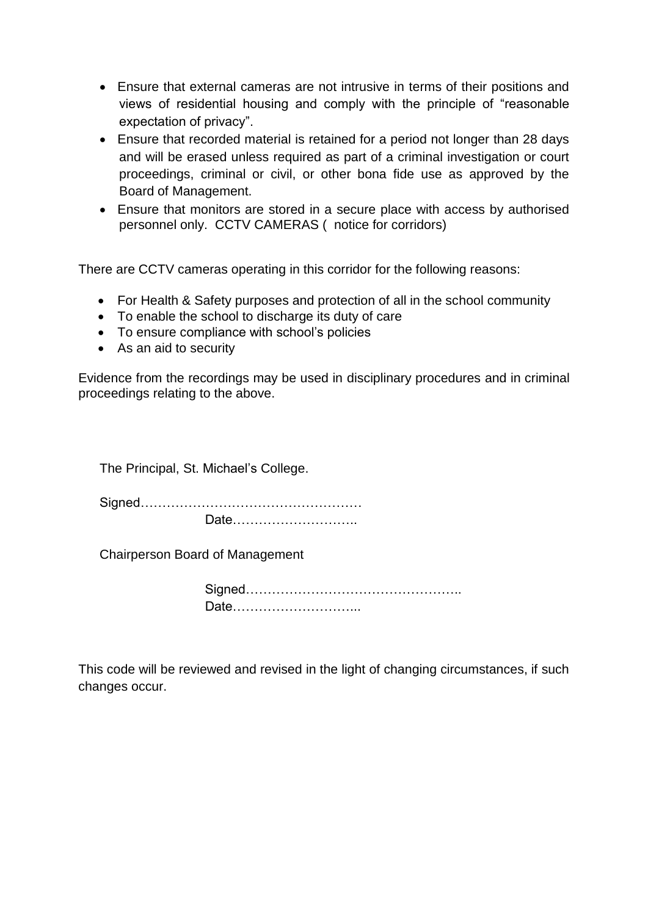- Ensure that external cameras are not intrusive in terms of their positions and views of residential housing and comply with the principle of "reasonable expectation of privacy".
- Ensure that recorded material is retained for a period not longer than 28 days and will be erased unless required as part of a criminal investigation or court proceedings, criminal or civil, or other bona fide use as approved by the Board of Management.
- Ensure that monitors are stored in a secure place with access by authorised personnel only. CCTV CAMERAS ( notice for corridors)

There are CCTV cameras operating in this corridor for the following reasons:

- For Health & Safety purposes and protection of all in the school community
- To enable the school to discharge its duty of care
- To ensure compliance with school's policies
- As an aid to security

Evidence from the recordings may be used in disciplinary procedures and in criminal proceedings relating to the above.

The Principal, St. Michael's College.

Signed……………………………………………

Date………………………..

Chairperson Board of Management

Signed…………………………………………..

Date………………………...

This code will be reviewed and revised in the light of changing circumstances, if such changes occur.